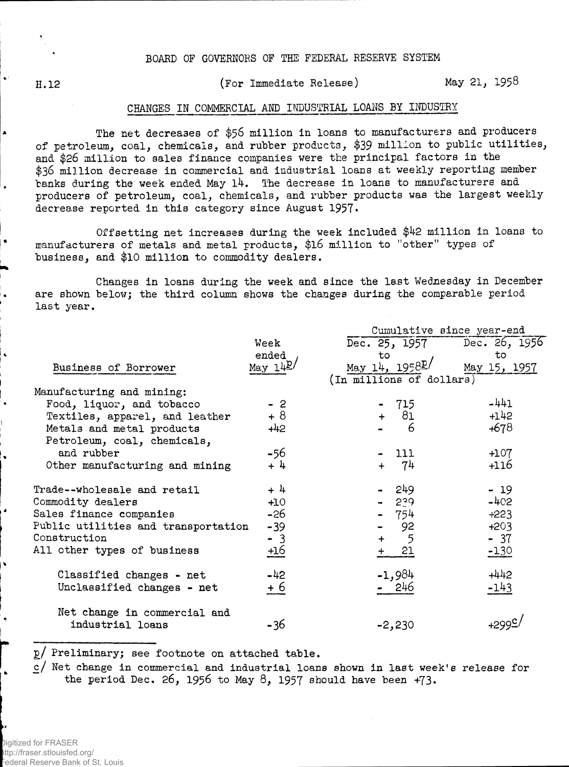BOARD OF GOVERNORS OF THE FEDERAL RESERVE SYSTEM

H.12 (For Immediate Release) May 21, 1958

## CHANGES IN COMMERCIAL AND INDUSTRIAL LOANS BY INDUSTRY

The net decreases of $56 million in loans to manufacturers and producers of petroleum, coal, chemicals, and rubber products, $39 million to public utilities, and $26 million to sales finance companies were the principal factors in the $36 million decrease in commercial and industrial loans at weekly reporting member banks during the week ended May 14. The decrease in loans to manufacturers and producers of petroleum, coal, chemicals, and rubber products was the largest weekly decrease reported in this category since August 1957.

Offsetting net increases during the week included $42 million in loans to manufacturers of metals and metal products, $16 million to "other" types of business, and $10 million to commodity dealers.

Changes in loans during the week and since the last Wednesday in December are shown below; the third column shows the changes during the comparable period last year.

| Business of Borrower | Week ended May 14 p/ | Cumulative since year-end Dec. 25, 1957 to May 14, 1958 p/ | Dec. 26, 1956 to May 15, 1957 |
|---|---|---|---|
| | (In millions of dollars) | | |
| Manufacturing and mining: | | | |
| Food, liquor, and tobacco | -2 | -715 | -441 |
| Textiles, apparel, and leather | +8 | +81 | +142 |
| Metals and metal products | +42 | -6 | +678 |
| Petroleum, coal, chemicals, and rubber | -56 | -111 | +107 |
| Other manufacturing and mining | +4 | +74 | +116 |
| Trade--wholesale and retail | +4 | -249 | -19 |
| Commodity dealers | +10 | -239 | -402 |
| Sales finance companies | -26 | -754 | +223 |
| Public utilities and transportation | -39 | -92 | +203 |
| Construction | -3 | +5 | -37 |
| All other types of business | +16 | +21 | -130 |
| Classified changes - net | -42 | -1,984 | +442 |
| Unclassified changes - net | +6 | -246 | -143 |
| Net change in commercial and industrial loans | -36 | -2,230 | +299 c/ |

p/ Preliminary; see footnote on attached table.

c/ Net change in commercial and industrial loans shown in last week's release for the period Dec. 26, 1956 to May 8, 1957 should have been +73.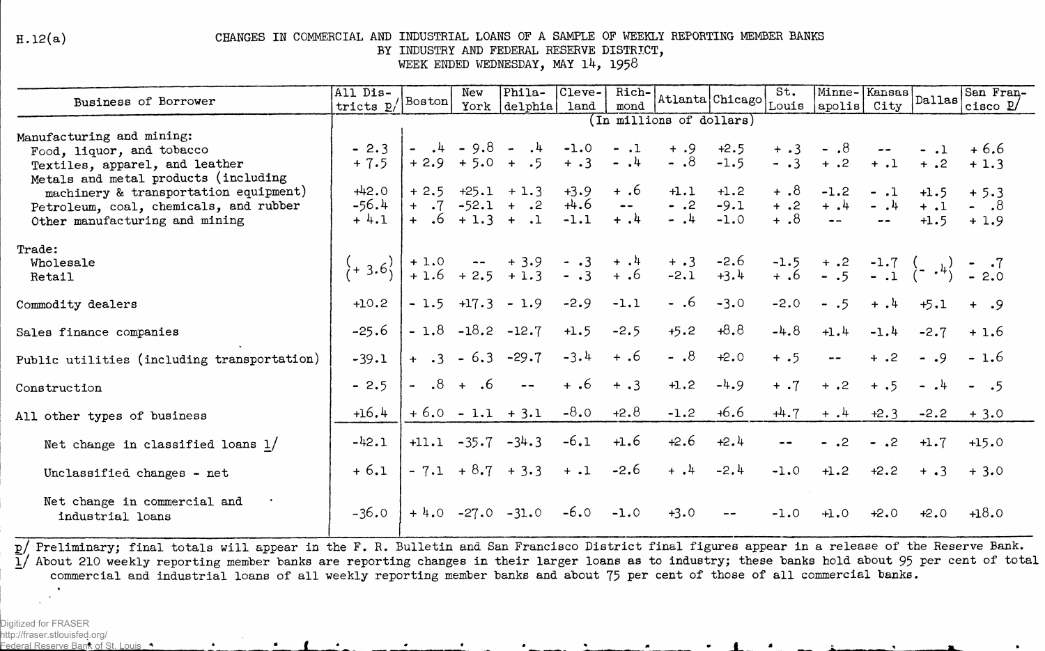H.12(a)

# CHANGES IN COMMERCIAL AND INDUSTRIAL LOANS OF A SAMPLE OF WEEKLY REPORTING MEMBER BANKS BY INDUSTRY AND FEDERAL RESERVE DISTRICT, WEEK ENDED WEDNESDAY, MAY 14, 1958

| Business of Borrower | All Districts p/ | Boston | New York | Philadelphia | Cleveland | Richmond | Atlanta | Chicago | St. Louis | Minneapolis | Kansas City | Dallas | San Francisco p/ |
|---|---|---|---|---|---|---|---|---|---|---|---|---|---|
| | (In millions of dollars) | | | | | | | | | | | | |
| Manufacturing and mining: | | | | | | | | | | | | | |
| Food, liquor, and tobacco | - 2.3 | - .4 | - 9.8 | - .4 | -1.0 | - .1 | + .9 | +2.5 | + .3 | - .8 | -- | - .1 | + 6.6 |
| Textiles, apparel, and leather | + 7.5 | + 2.9 | + 5.0 | + .5 | + .3 | - .4 | - .8 | -1.5 | - .3 | + .2 | + .1 | + .2 | + 1.3 |
| Metals and metal products (including machinery & transportation equipment) | +42.0 | + 2.5 | +25.1 | + 1.3 | +3.9 | + .6 | +1.1 | +1.2 | + .8 | -1.2 | - .1 | +1.5 | + 5.3 |
| Petroleum, coal, chemicals, and rubber | -56.4 | + .7 | -52.1 | + .2 | +4.6 | -- | - .2 | -9.1 | + .2 | + .4 | - .4 | + .1 | - .8 |
| Other manufacturing and mining | + 4.1 | + .6 | + 1.3 | + .1 | -1.1 | + .4 | - .4 | -1.0 | + .8 | -- | -- | +1.5 | + 1.9 |
| Trade: | | | | | | | | | | | | | |
| Wholesale | (+ 3.6) | + 1.0 | -- | + 3.9 | - .3 | + .4 | + .3 | -2.6 | -1.5 | + .2 | -1.7 | (- .4) | - .7 |
| Retail | | + 1.6 | + 2.5 | + 1.3 | - .3 | + .6 | -2.1 | +3.4 | + .6 | - .5 | - .1 | | - 2.0 |
| Commodity dealers | +10.2 | - 1.5 | +17.3 | - 1.9 | -2.9 | -1.1 | - .6 | -3.0 | -2.0 | - .5 | + .4 | +5.1 | + .9 |
| Sales finance companies | -25.6 | - 1.8 | -18.2 | -12.7 | +1.5 | -2.5 | +5.2 | +8.8 | -4.8 | +1.4 | -1.4 | -2.7 | + 1.6 |
| Public utilities (including transportation) | -39.1 | + .3 | - 6.3 | -29.7 | -3.4 | + .6 | - .8 | +2.0 | + .5 | -- | + .2 | - .9 | - 1.6 |
| Construction | - 2.5 | - .8 | + .6 | -- | + .6 | + .3 | +1.2 | -4.9 | + .7 | + .2 | + .5 | - .4 | - .5 |
| All other types of business | +16.4 | + 6.0 | - 1.1 | + 3.1 | -8.0 | +2.8 | -1.2 | +6.6 | +4.7 | + .4 | +2.3 | -2.2 | + 3.0 |
| Net change in classified loans 1/ | -42.1 | +11.1 | -35.7 | -34.3 | -6.1 | +1.6 | +2.6 | +2.4 | -- | - .2 | - .2 | +1.7 | +15.0 |
| Unclassified changes - net | + 6.1 | - 7.1 | + 8.7 | + 3.3 | + .1 | -2.6 | + .4 | -2.4 | -1.0 | +1.2 | +2.2 | + .3 | + 3.0 |
| Net change in commercial and industrial loans | -36.0 | + 4.0 | -27.0 | -31.0 | -6.0 | -1.0 | +3.0 | -- | -1.0 | +1.0 | +2.0 | +2.0 | +18.0 |

p/ Preliminary; final totals will appear in the F. R. Bulletin and San Francisco District final figures appear in a release of the Reserve Bank.
1/ About 210 weekly reporting member banks are reporting changes in their larger loans as to industry; these banks hold about 95 per cent of total commercial and industrial loans of all weekly reporting member banks and about 75 per cent of those of all commercial banks.